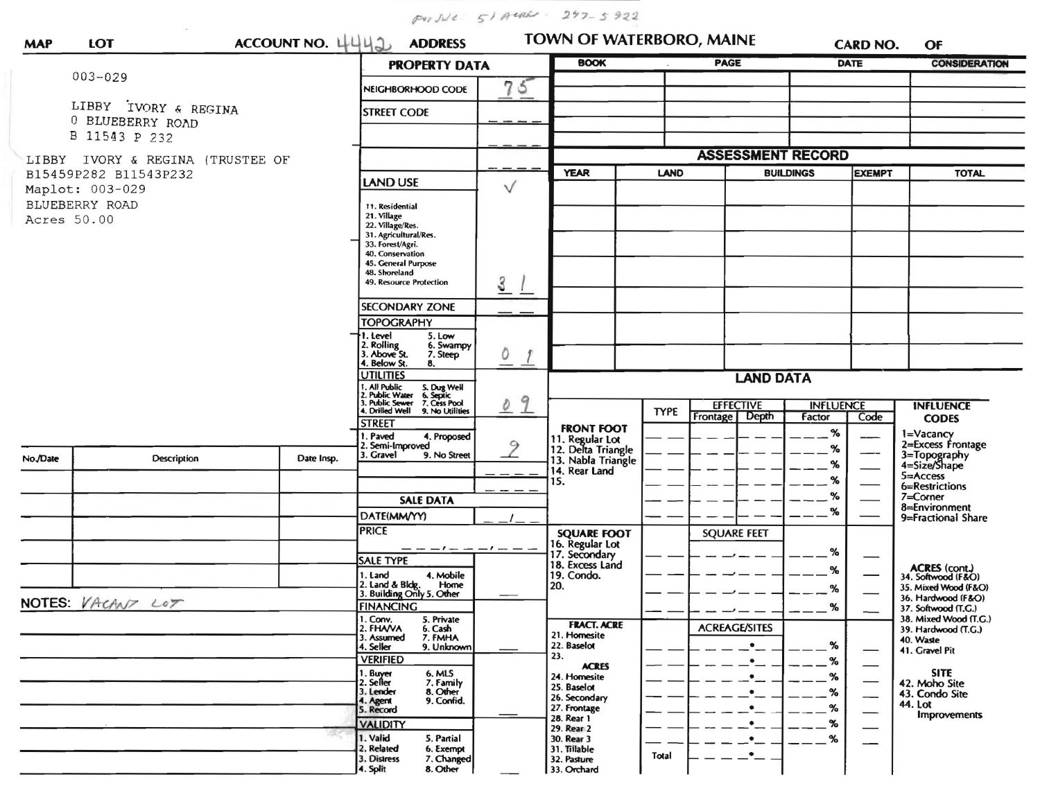PHONE: 51 ACRES 247-5922

**MAP** | **LOT** | **ACCOUNT NO.** 4442 | **ADDRESS**

# TOWN OF WATERBORO, MAINE

**CARD NO.** **OF**

003-029

LIBBY IVORY & REGINA
0 BLUEBERRY ROAD
B 11543 P 232

LIBBY IVORY & REGINA (TRUSTEE OF
B15459P282 B11543P232
Maplot: 003-029
BLUEBERRY ROAD
Acres 50.00

## PROPERTY DATA

| | |
|---|---|
| NEIGHBORHOOD CODE | 75 |
| STREET CODE | |
| LAND USE | ✓ |
| 11. Residential, 21. Village, 22. Village/Res., 31. Agricultural/Res., 33. Forest/Agri., 40. Conservation, 45. General Purpose, 48. Shoreland, 49. Resource Protection | 31 |
| SECONDARY ZONE | |
| TOPOGRAPHY: 1. Level, 2. Rolling, 3. Above St., 4. Below St., 5. Low, 6. Swampy, 7. Steep, 8. | 0 1 |
| UTILITIES: 1. All Public, 2. Public Water, 3. Public Sewer, 4. Drilled Well, 5. Dug Well, 6. Septic, 7. Cess Pool, 9. No Utilities | 0 9 |
| STREET: 1. Paved, 2. Semi-Improved, 3. Gravel, 4. Proposed, 9. No Street | 9 |

## SALE DATA

| | |
|---|---|
| DATE(MM/YY) | |
| PRICE | |
| SALE TYPE: 1. Land, 2. Land & Bldg., 3. Building Only, 4. Mobile Home, 5. Other | |
| FINANCING: 1. Conv., 2. FHA/VA, 3. Assumed, 4. Seller, 5. Private, 6. Cash, 7. FMHA, 9. Unknown | |
| VERIFIED: 1. Buyer, 2. Seller, 3. Lender, 4. Agent, 5. Record, 6. MLS, 7. Family, 8. Other, 9. Confid. | |
| VALIDITY: 1. Valid, 2. Related, 3. Distress, 4. Split, 5. Partial, 6. Exempt, 7. Changed, 8. Other | |

| BOOK | PAGE | DATE | CONSIDERATION |
|---|---|---|---|
| | | | |

## ASSESSMENT RECORD

| YEAR | LAND | BUILDINGS | EXEMPT | TOTAL |
|---|---|---|---|---|
| | | | | |

## LAND DATA

| | TYPE | EFFECTIVE Frontage | EFFECTIVE Depth | INFLUENCE Factor | INFLUENCE Code |
|---|---|---|---|---|---|
| FRONT FOOT: 11. Regular Lot, 12. Delta Triangle, 13. Nabla Triangle, 14. Rear Land, 15. | | | | % | |
| SQUARE FOOT: 16. Regular Lot, 17. Secondary, 18. Excess Land, 19. Condo., 20. | | SQUARE FEET | | % | |
| FRACT. ACRE: 21. Homesite, 22. Baselot, 23. ACRES: 24. Homesite, 25. Baselot, 26. Secondary, 27. Frontage, 28. Rear 1, 29. Rear 2, 30. Rear 3, 31. Tillable, 32. Pasture, 33. Orchard | Total | ACREAGE/SITES | | % | |

**INFLUENCE CODES**
1=Vacancy
2=Excess Frontage
3=Topography
4=Size/Shape
5=Access
6=Restrictions
7=Corner
8=Environment
9=Fractional Share

**ACRES (cont.)**
34. Softwood (F&O)
35. Mixed Wood (F&O)
36. Hardwood (F&O)
37. Softwood (T.G.)
38. Mixed Wood (T.G.)
39. Hardwood (T.G.)
40. Waste
41. Gravel Pit

**SITE**
42. Moho Site
43. Condo Site
44. Lot Improvements

| No./Date | Description | Date Insp. |
|---|---|---|
| | | |

NOTES: VACANT LOT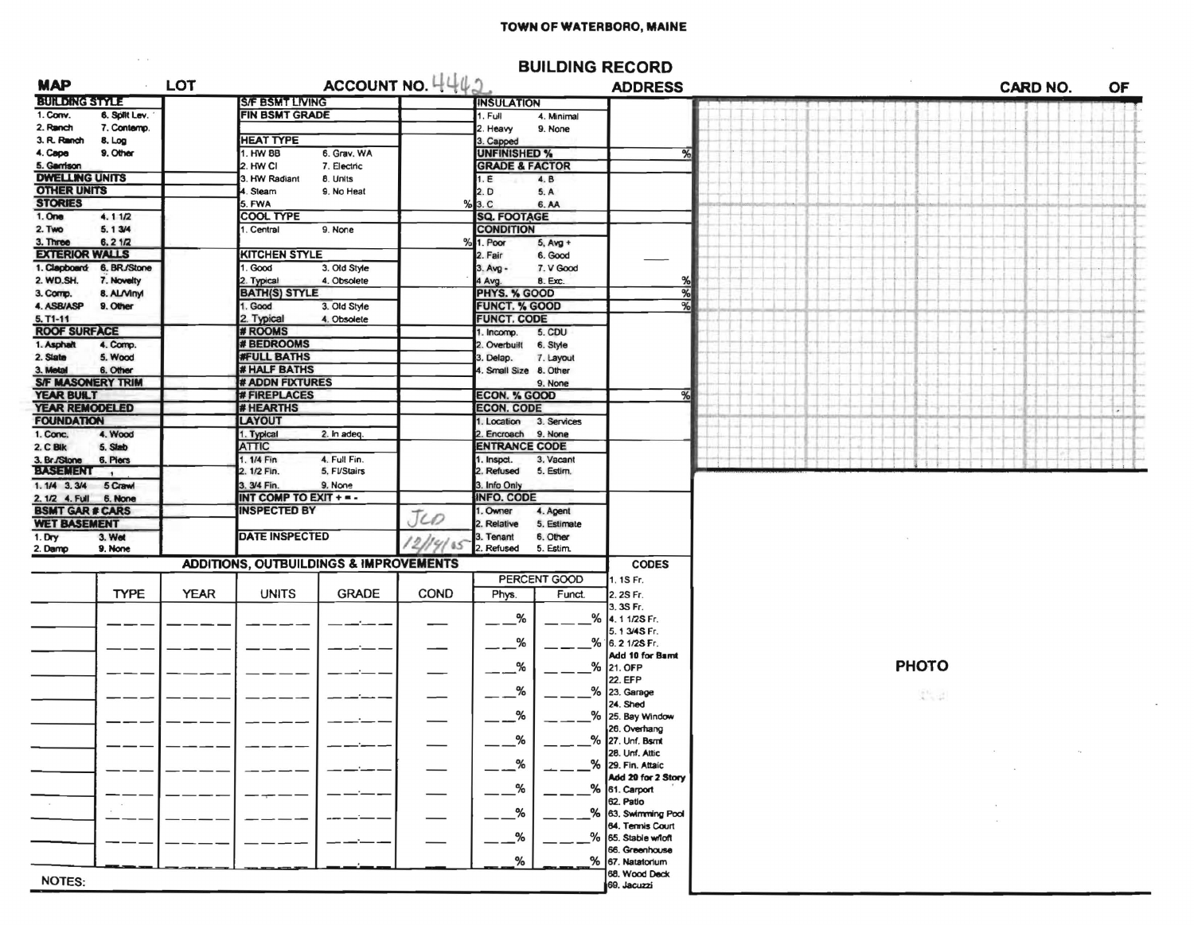**TOWN OF WATERBORO, MAINE**

## BUILDING RECORD

MAP | LOT | ACCOUNT NO. 4442 | ADDRESS | CARD NO. | OF

| | | | | | |
|---|---|---|---|---|---|
| **BUILDING STYLE** | | **S/F BSMT LIVING** | | **INSULATION** | |
| 1. Conv. 6. Split Lev. | | **FIN BSMT GRADE** | | 1. Full 4. Minimal | |
| 2. Ranch 7. Contemp. | | | | 2. Heavy 9. None | |
| 3. R. Ranch 8. Log | | **HEAT TYPE** | | 3. Capped | |
| 4. Cape 9. Other | | 1. HW BB 6. Grav. WA | | **UNFINISHED %** | % |
| 5. Garrison | | 2. HW CI 7. Electric | | **GRADE & FACTOR** | |
| **DWELLING UNITS** | | 3. HW Radiant 8. Units | | 1. E 4. B | |
| **OTHER UNITS** | | 4. Steam 9. No Heat | | 2. D 5. A | |
| **STORIES** | | 5. FWA | % | 3. C 6. AA | |
| 1. One 4. 1 1/2 | | **COOL TYPE** | | **SQ. FOOTAGE** | |
| 2. Two 5. 1 3/4 | | 1. Central 9. None | | **CONDITION** | |
| 3. Three 6. 2 1/2 | | | % | 1. Poor 5. Avg + | |
| **EXTERIOR WALLS** | | **KITCHEN STYLE** | | 2. Fair 6. Good | |
| 1. Clapboard 6. BR/Stone | | 1. Good 3. Old Style | | 3. Avg - 7. V Good | |
| 2. WD.SH. 7. Novelty | | 2. Typical 4. Obsolete | | 4 Avg. 8. Exc. | % |
| 3. Comp. 8. AL/Vinyl | | **BATH(S) STYLE** | | **PHYS. % GOOD** | % |
| 4. ASB/ASP 9. Other | | 1. Good 3. Old Style | | **FUNCT. % GOOD** | % |
| 5. T1-11 | | 2. Typical 4. Obsolete | | **FUNCT. CODE** | |
| **ROOF SURFACE** | | **# ROOMS** | | 1. Incomp. 5. CDU | |
| 1. Asphalt 4. Comp. | | **# BEDROOMS** | | 2. Overbuilt 6. Style | |
| 2. Slate 5. Wood | | **#FULL BATHS** | | 3. Delap. 7. Layout | |
| 3. Metal 6. Other | | **# HALF BATHS** | | 4. Small Size 8. Other | |
| **S/F MASONERY TRIM** | | **# ADDN FIXTURES** | | 9. None | |
| **YEAR BUILT** | | **# FIREPLACES** | | **ECON. % GOOD** | % |
| **YEAR REMODELED** | | **# HEARTHS** | | **ECON. CODE** | |
| **FOUNDATION** | | **LAYOUT** | | 1. Location 3. Services | |
| 1. Conc. 4. Wood | | 1. Typical 2. In adeq. | | 2. Encroach 9. None | |
| 2. C Blk 5. Slab | | **ATTIC** | | **ENTRANCE CODE** | |
| 3. Br./Stone 6. Piers | | 1. 1/4 Fin 4. Full Fin. | | 1. Inspct. 3. Vacant | |
| **BASEMENT** | | 2. 1/2 Fin. 5. Fl/Stairs | | 2. Refused 5. Estim. | |
| 1. 1/4 3. 3/4 5 Crawl | | 3. 3/4 Fin. 9. None | | 3. Info Only | |
| 2. 1/2 4. Full 6. None | | **INT COMP TO EXIT + = -** | | **INFO. CODE** | |
| **BSMT GAR # CARS** | | **INSPECTED BY** | JCD | 1. Owner 4. Agent | |
| **WET BASEMENT** | | | | 2. Relative 5. Estimate | |
| 1. Dry 3. Wet | | **DATE INSPECTED** | 12/14/05 | 3. Tenant 6. Other | |
| 2. Damp 9. None | | | | 2. Refused 5. Estim. | |

### ADDITIONS, OUTBUILDINGS & IMPROVEMENTS

| | TYPE | YEAR | UNITS | GRADE | COND | PERCENT GOOD Phys. | Funct. |
|---|---|---|---|---|---|---|---|
| | | | | | | % | % |
| | | | | | | % | % |
| | | | | | | % | % |
| | | | | | | % | % |
| | | | | | | % | % |
| | | | | | | % | % |
| | | | | | | % | % |
| | | | | | | % | % |
| | | | | | | % | % |
| | | | | | | % | % |
| | | | | | | % | % |

**CODES**

1. 1S Fr.
2. 2S Fr.
3. 3S Fr.
4. 1 1/2S Fr.
5. 1 3/4S Fr.
6. 2 1/2S Fr.

**Add 10 for Bsmt**

21. OFP
22. EFP
23. Garage
24. Shed
25. Bay Window
26. Overhang
27. Unf. Bsmt
28. Unf. Attic
29. Fin. Attaic

**Add 20 for 2 Story**

61. Carport
62. Patio
63. Swimming Pool
64. Tennis Court
65. Stable w/loft
66. Greenhouse
67. Natatorium
68. Wood Deck
69. Jacuzzi

NOTES:

PHOTO